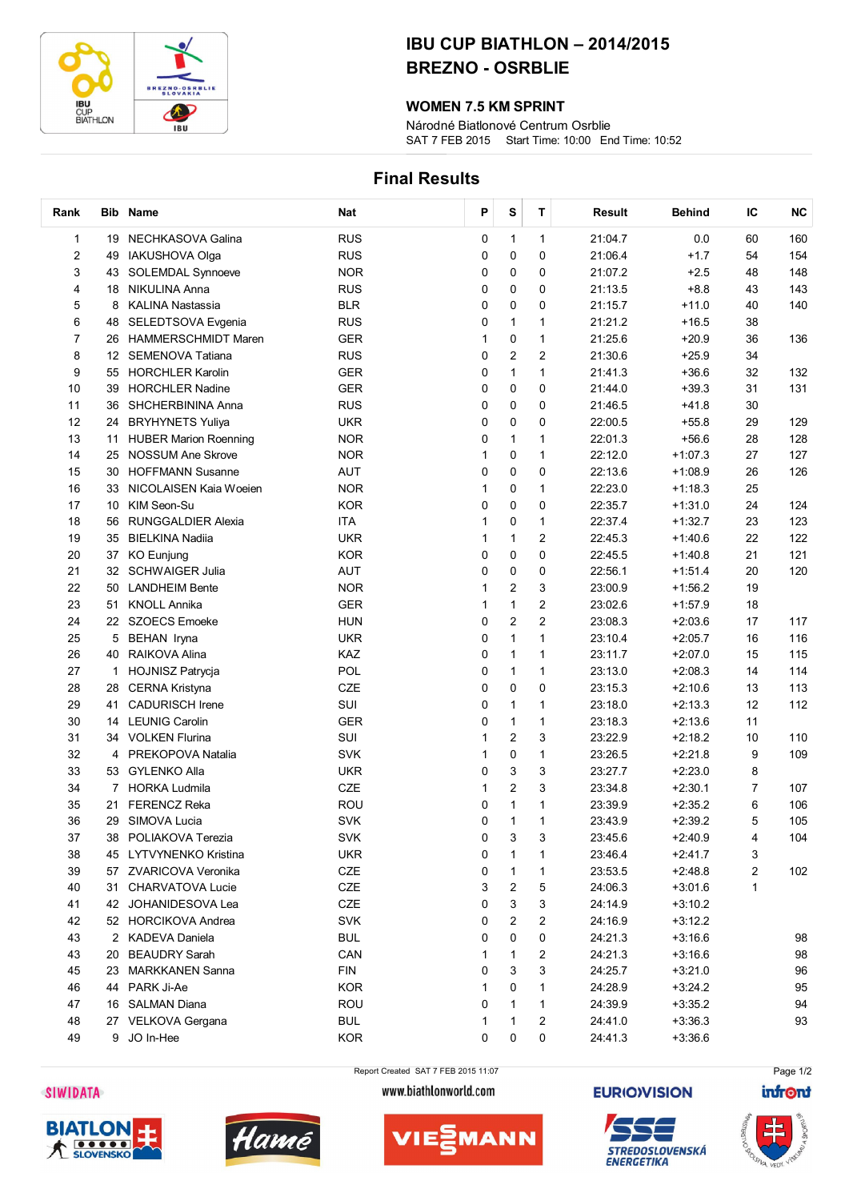# IBU CUP BIATHLON – 2014/2015
# BREZNO - OSRBLIE

### WOMEN 7.5 KM SPRINT

Národné Biatlonové Centrum Osrblie
SAT 7 FEB 2015 Start Time: 10:00 End Time: 10:52

## Final Results

| Rank | Bib | Name | Nat | P | S | T | Result | Behind | IC | NC |
|---|---|---|---|---|---|---|---|---|---|---|
| 1 | 19 | NECHKASOVA Galina | RUS | 0 | 1 | 1 | 21:04.7 | 0.0 | 60 | 160 |
| 2 | 49 | IAKUSHOVA Olga | RUS | 0 | 0 | 0 | 21:06.4 | +1.7 | 54 | 154 |
| 3 | 43 | SOLEMDAL Synnoeve | NOR | 0 | 0 | 0 | 21:07.2 | +2.5 | 48 | 148 |
| 4 | 18 | NIKULINA Anna | RUS | 0 | 0 | 0 | 21:13.5 | +8.8 | 43 | 143 |
| 5 | 8 | KALINA Nastassia | BLR | 0 | 0 | 0 | 21:15.7 | +11.0 | 40 | 140 |
| 6 | 48 | SELEDTSOVA Evgenia | RUS | 0 | 1 | 1 | 21:21.2 | +16.5 | 38 | |
| 7 | 26 | HAMMERSCHMIDT Maren | GER | 1 | 0 | 1 | 21:25.6 | +20.9 | 36 | 136 |
| 8 | 12 | SEMENOVA Tatiana | RUS | 0 | 2 | 2 | 21:30.6 | +25.9 | 34 | |
| 9 | 55 | HORCHLER Karolin | GER | 0 | 1 | 1 | 21:41.3 | +36.6 | 32 | 132 |
| 10 | 39 | HORCHLER Nadine | GER | 0 | 0 | 0 | 21:44.0 | +39.3 | 31 | 131 |
| 11 | 36 | SHCHERBININA Anna | RUS | 0 | 0 | 0 | 21:46.5 | +41.8 | 30 | |
| 12 | 24 | BRYHYNETS Yuliya | UKR | 0 | 0 | 0 | 22:00.5 | +55.8 | 29 | 129 |
| 13 | 11 | HUBER Marion Roenning | NOR | 0 | 1 | 1 | 22:01.3 | +56.6 | 28 | 128 |
| 14 | 25 | NOSSUM Ane Skrove | NOR | 1 | 0 | 1 | 22:12.0 | +1:07.3 | 27 | 127 |
| 15 | 30 | HOFFMANN Susanne | AUT | 0 | 0 | 0 | 22:13.6 | +1:08.9 | 26 | 126 |
| 16 | 33 | NICOLAISEN Kaia Woeien | NOR | 1 | 0 | 1 | 22:23.0 | +1:18.3 | 25 | |
| 17 | 10 | KIM Seon-Su | KOR | 0 | 0 | 0 | 22:35.7 | +1:31.0 | 24 | 124 |
| 18 | 56 | RUNGGALDIER Alexia | ITA | 1 | 0 | 1 | 22:37.4 | +1:32.7 | 23 | 123 |
| 19 | 35 | BIELKINA Nadiia | UKR | 1 | 1 | 2 | 22:45.3 | +1:40.6 | 22 | 122 |
| 20 | 37 | KO Eunjung | KOR | 0 | 0 | 0 | 22:45.5 | +1:40.8 | 21 | 121 |
| 21 | 32 | SCHWAIGER Julia | AUT | 0 | 0 | 0 | 22:56.1 | +1:51.4 | 20 | 120 |
| 22 | 50 | LANDHEIM Bente | NOR | 1 | 2 | 3 | 23:00.9 | +1:56.2 | 19 | |
| 23 | 51 | KNOLL Annika | GER | 1 | 1 | 2 | 23:02.6 | +1:57.9 | 18 | |
| 24 | 22 | SZOECS Emoeke | HUN | 0 | 2 | 2 | 23:08.3 | +2:03.6 | 17 | 117 |
| 25 | 5 | BEHAN Iryna | UKR | 0 | 1 | 1 | 23:10.4 | +2:05.7 | 16 | 116 |
| 26 | 40 | RAIKOVA Alina | KAZ | 0 | 1 | 1 | 23:11.7 | +2:07.0 | 15 | 115 |
| 27 | 1 | HOJNISZ Patrycja | POL | 0 | 1 | 1 | 23:13.0 | +2:08.3 | 14 | 114 |
| 28 | 28 | CERNA Kristyna | CZE | 0 | 0 | 0 | 23:15.3 | +2:10.6 | 13 | 113 |
| 29 | 41 | CADURISCH Irene | SUI | 0 | 1 | 1 | 23:18.0 | +2:13.3 | 12 | 112 |
| 30 | 14 | LEUNIG Carolin | GER | 0 | 1 | 1 | 23:18.3 | +2:13.6 | 11 | |
| 31 | 34 | VOLKEN Flurina | SUI | 1 | 2 | 3 | 23:22.9 | +2:18.2 | 10 | 110 |
| 32 | 4 | PREKOPOVA Natalia | SVK | 1 | 0 | 1 | 23:26.5 | +2:21.8 | 9 | 109 |
| 33 | 53 | GYLENKO Alla | UKR | 0 | 3 | 3 | 23:27.7 | +2:23.0 | 8 | |
| 34 | 7 | HORKA Ludmila | CZE | 1 | 2 | 3 | 23:34.8 | +2:30.1 | 7 | 107 |
| 35 | 21 | FERENCZ Reka | ROU | 0 | 1 | 1 | 23:39.9 | +2:35.2 | 6 | 106 |
| 36 | 29 | SIMOVA Lucia | SVK | 0 | 1 | 1 | 23:43.9 | +2:39.2 | 5 | 105 |
| 37 | 38 | POLIAKOVA Terezia | SVK | 0 | 3 | 3 | 23:45.6 | +2:40.9 | 4 | 104 |
| 38 | 45 | LYTVYNENKO Kristina | UKR | 0 | 1 | 1 | 23:46.4 | +2:41.7 | 3 | |
| 39 | 57 | ZVARICOVA Veronika | CZE | 0 | 1 | 1 | 23:53.5 | +2:48.8 | 2 | 102 |
| 40 | 31 | CHARVATOVA Lucie | CZE | 3 | 2 | 5 | 24:06.3 | +3:01.6 | 1 | |
| 41 | 42 | JOHANIDESOVA Lea | CZE | 0 | 3 | 3 | 24:14.9 | +3:10.2 | | |
| 42 | 52 | HORCIKOVA Andrea | SVK | 0 | 2 | 2 | 24:16.9 | +3:12.2 | | |
| 43 | 2 | KADEVA Daniela | BUL | 0 | 0 | 0 | 24:21.3 | +3:16.6 | | 98 |
| 43 | 20 | BEAUDRY Sarah | CAN | 1 | 1 | 2 | 24:21.3 | +3:16.6 | | 98 |
| 45 | 23 | MARKKANEN Sanna | FIN | 0 | 3 | 3 | 24:25.7 | +3:21.0 | | 96 |
| 46 | 44 | PARK Ji-Ae | KOR | 1 | 0 | 1 | 24:28.9 | +3:24.2 | | 95 |
| 47 | 16 | SALMAN Diana | ROU | 0 | 1 | 1 | 24:39.9 | +3:35.2 | | 94 |
| 48 | 27 | VELKOVA Gergana | BUL | 1 | 1 | 2 | 24:41.0 | +3:36.3 | | 93 |
| 49 | 9 | JO In-Hee | KOR | 0 | 0 | 0 | 24:41.3 | +3:36.6 | | |

Report Created SAT 7 FEB 2015 11:07

www.biathlonworld.com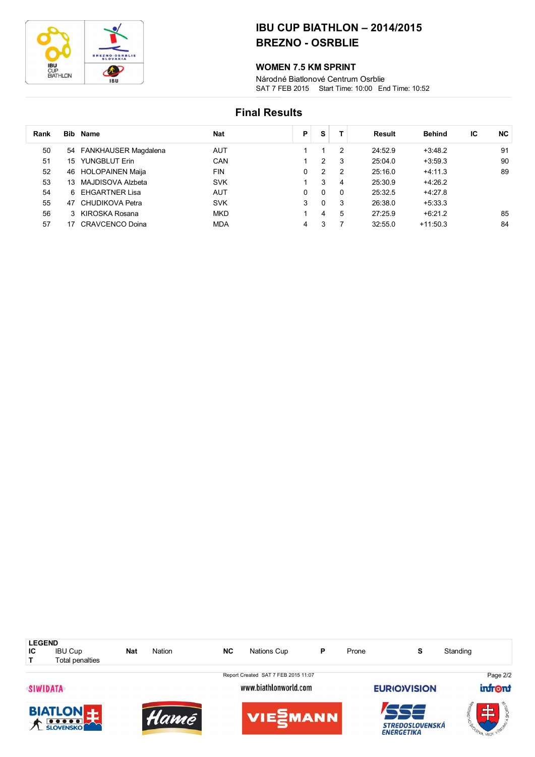# IBU CUP BIATHLON – 2014/2015
# BREZNO - OSRBLIE

### WOMEN 7.5 KM SPRINT

Národné Biatlonové Centrum Osrblie
SAT 7 FEB 2015 Start Time: 10:00 End Time: 10:52

## Final Results

| Rank | Bib | Name | Nat | P | S | T | Result | Behind | IC | NC |
|---|---|---|---|---|---|---|---|---|---|---|
| 50 | 54 | FANKHAUSER Magdalena | AUT | 1 | 1 | 2 | 24:52.9 | +3:48.2 | | 91 |
| 51 | 15 | YUNGBLUT Erin | CAN | 1 | 2 | 3 | 25:04.0 | +3:59.3 | | 90 |
| 52 | 46 | HOLOPAINEN Maija | FIN | 0 | 2 | 2 | 25:16.0 | +4:11.3 | | 89 |
| 53 | 13 | MAJDISOVA Alzbeta | SVK | 1 | 3 | 4 | 25:30.9 | +4:26.2 | | |
| 54 | 6 | EHGARTNER Lisa | AUT | 0 | 0 | 0 | 25:32.5 | +4:27.8 | | |
| 55 | 47 | CHUDIKOVA Petra | SVK | 3 | 0 | 3 | 26:38.0 | +5:33.3 | | |
| 56 | 3 | KIROSKA Rosana | MKD | 1 | 4 | 5 | 27:25.9 | +6:21.2 | | 85 |
| 57 | 17 | CRAVCENCO Doina | MDA | 4 | 3 | 7 | 32:55.0 | +11:50.3 | | 84 |

**LEGEND**

| | | | | | | | | | |
|---|---|---|---|---|---|---|---|---|---|
| **IC** | IBU Cup | **Nat** | Nation | **NC** | Nations Cup | **P** | Prone | **S** | Standing |
| **T** | Total penalties | | | | | | | | |

Report Created SAT 7 FEB 2015 11:07

www.biathlonworld.com